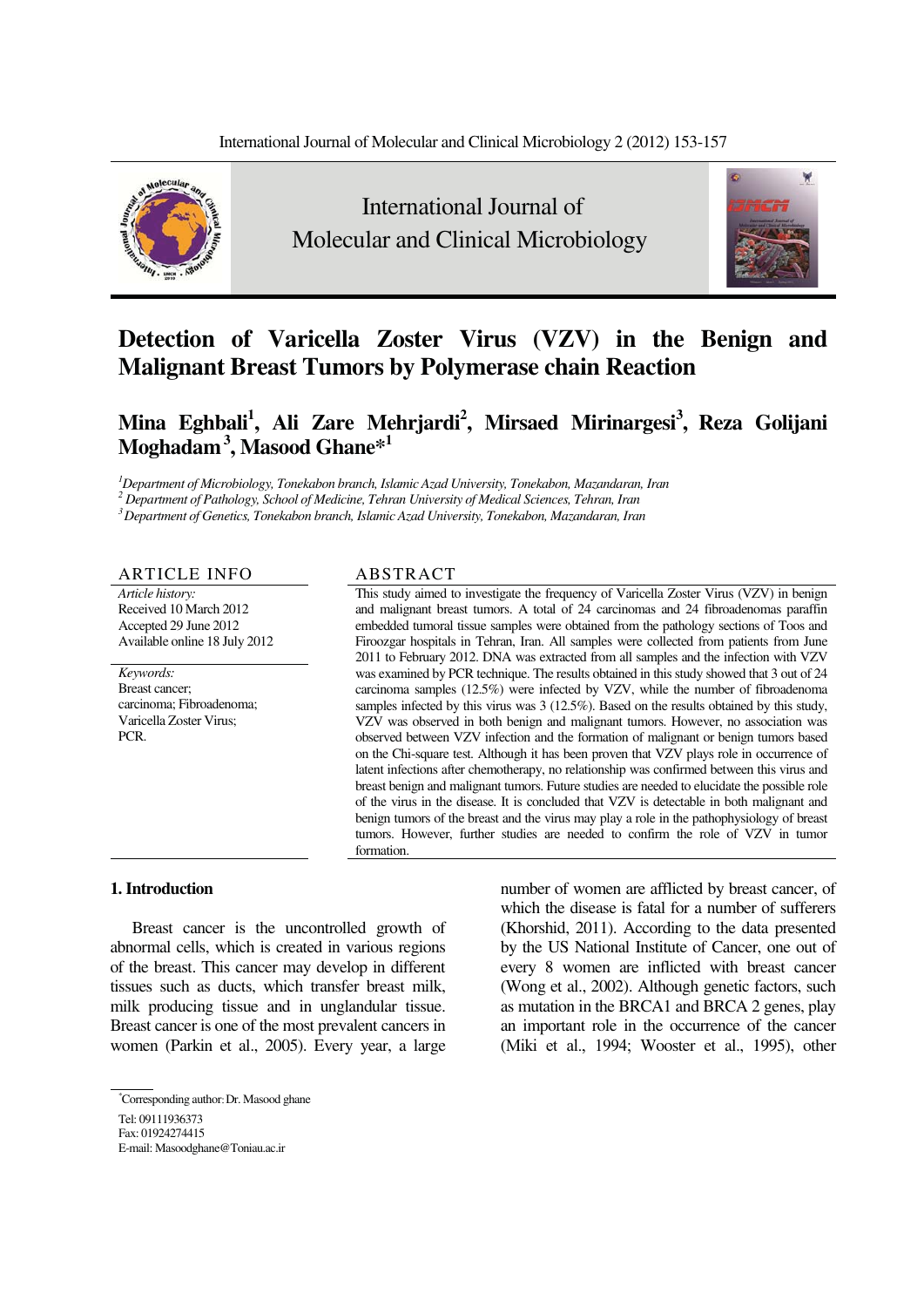# Detection of Varicella Zoster Virus (VZV) in the Benign and Malignant Breast Tumors by Polymerase chain Reaction

**Mina Eghbali[1], Ali Zare Mehrjardi[2], Mirsaed Mirinargesi[3], Reza Golijani Moghadam[3], Masood Ghane*[1]**

*[1]Department of Microbiology, Tonekabon branch, Islamic Azad University, Tonekabon, Mazandaran, Iran*
*[2]Department of Pathology, School of Medicine, Tehran University of Medical Sciences, Tehran, Iran*
*[3]Department of Genetics, Tonekabon branch, Islamic Azad University, Tonekabon, Mazandaran, Iran*

## ARTICLE INFO

*Article history:*
Received 10 March 2012
Accepted 29 June 2012
Available online 18 July 2012

*Keywords:*
Breast cancer;
carcinoma; Fibroadenoma;
Varicella Zoster Virus;
PCR.

## ABSTRACT

This study aimed to investigate the frequency of Varicella Zoster Virus (VZV) in benign and malignant breast tumors. A total of 24 carcinomas and 24 fibroadenomas paraffin embedded tumoral tissue samples were obtained from the pathology sections of Toos and Firoozgar hospitals in Tehran, Iran. All samples were collected from patients from June 2011 to February 2012. DNA was extracted from all samples and the infection with VZV was examined by PCR technique. The results obtained in this study showed that 3 out of 24 carcinoma samples (12.5%) were infected by VZV, while the number of fibroadenoma samples infected by this virus was 3 (12.5%). Based on the results obtained by this study, VZV was observed in both benign and malignant tumors. However, no association was observed between VZV infection and the formation of malignant or benign tumors based on the Chi-square test. Although it has been proven that VZV plays role in occurrence of latent infections after chemotherapy, no relationship was confirmed between this virus and breast benign and malignant tumors. Future studies are needed to elucidate the possible role of the virus in the disease. It is concluded that VZV is detectable in both malignant and benign tumors of the breast and the virus may play a role in the pathophysiology of breast tumors. However, further studies are needed to confirm the role of VZV in tumor formation.

## 1. Introduction

Breast cancer is the uncontrolled growth of abnormal cells, which is created in various regions of the breast. This cancer may develop in different tissues such as ducts, which transfer breast milk, milk producing tissue and in unglandular tissue. Breast cancer is one of the most prevalent cancers in women (Parkin et al., 2005). Every year, a large number of women are afflicted by breast cancer, of which the disease is fatal for a number of sufferers (Khorshid, 2011). According to the data presented by the US National Institute of Cancer, one out of every 8 women are inflicted with breast cancer (Wong et al., 2002). Although genetic factors, such as mutation in the BRCA1 and BRCA 2 genes, play an important role in the occurrence of the cancer (Miki et al., 1994; Wooster et al., 1995), other

*Corresponding author: Dr. Masood ghane
Tel: 09111936373
Fax: 01924274415
E-mail: Masoodghane@Toniau.ac.ir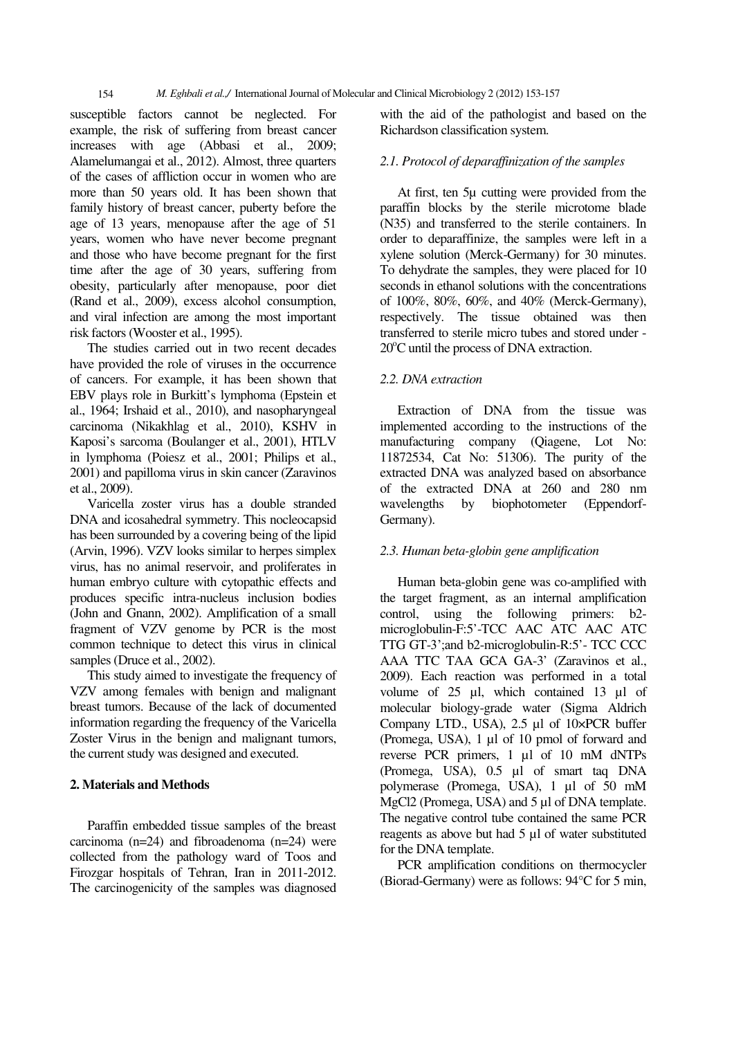susceptible factors cannot be neglected. For example, the risk of suffering from breast cancer increases with age (Abbasi et al., 2009; Alamelumangai et al., 2012). Almost, three quarters of the cases of affliction occur in women who are more than 50 years old. It has been shown that family history of breast cancer, puberty before the age of 13 years, menopause after the age of 51 years, women who have never become pregnant and those who have become pregnant for the first time after the age of 30 years, suffering from obesity, particularly after menopause, poor diet (Rand et al., 2009), excess alcohol consumption, and viral infection are among the most important risk factors (Wooster et al., 1995).

The studies carried out in two recent decades have provided the role of viruses in the occurrence of cancers. For example, it has been shown that EBV plays role in Burkitt's lymphoma (Epstein et al., 1964; Irshaid et al., 2010), and nasopharyngeal carcinoma (Nikakhlag et al., 2010), KSHV in Kaposi's sarcoma (Boulanger et al., 2001), HTLV in lymphoma (Poiesz et al., 2001; Philips et al., 2001) and papilloma virus in skin cancer (Zaravinos et al., 2009).

Varicella zoster virus has a double stranded DNA and icosahedral symmetry. This nocleocapsid has been surrounded by a covering being of the lipid (Arvin, 1996). VZV looks similar to herpes simplex virus, has no animal reservoir, and proliferates in human embryo culture with cytopathic effects and produces specific intra-nucleus inclusion bodies (John and Gnann, 2002). Amplification of a small fragment of VZV genome by PCR is the most common technique to detect this virus in clinical samples (Druce et al., 2002).

This study aimed to investigate the frequency of VZV among females with benign and malignant breast tumors. Because of the lack of documented information regarding the frequency of the Varicella Zoster Virus in the benign and malignant tumors, the current study was designed and executed.

## 2. Materials and Methods

Paraffin embedded tissue samples of the breast carcinoma (n=24) and fibroadenoma (n=24) were collected from the pathology ward of Toos and Firozgar hospitals of Tehran, Iran in 2011-2012. The carcinogenicity of the samples was diagnosed with the aid of the pathologist and based on the Richardson classification system.

### *2.1. Protocol of deparaffinization of the samples*

At first, ten 5μ cutting were provided from the paraffin blocks by the sterile microtome blade (N35) and transferred to the sterile containers. In order to deparaffinize, the samples were left in a xylene solution (Merck-Germany) for 30 minutes. To dehydrate the samples, they were placed for 10 seconds in ethanol solutions with the concentrations of 100%, 80%, 60%, and 40% (Merck-Germany), respectively. The tissue obtained was then transferred to sterile micro tubes and stored under -20°C until the process of DNA extraction.

### *2.2. DNA extraction*

Extraction of DNA from the tissue was implemented according to the instructions of the manufacturing company (Qiagene, Lot No: 11872534, Cat No: 51306). The purity of the extracted DNA was analyzed based on absorbance of the extracted DNA at 260 and 280 nm wavelengths by biophotometer (Eppendorf-Germany).

### *2.3. Human beta-globin gene amplification*

Human beta-globin gene was co-amplified with the target fragment, as an internal amplification control, using the following primers: b2-microglobulin-F:5'-TCC AAC ATC AAC ATC TTG GT-3';and b2-microglobulin-R:5'- TCC CCC AAA TTC TAA GCA GA-3' (Zaravinos et al., 2009). Each reaction was performed in a total volume of 25 µl, which contained 13 µl of molecular biology-grade water (Sigma Aldrich Company LTD., USA), 2.5 µl of 10×PCR buffer (Promega, USA), 1 µl of 10 pmol of forward and reverse PCR primers, 1 µl of 10 mM dNTPs (Promega, USA), 0.5 µl of smart taq DNA polymerase (Promega, USA), 1 µl of 50 mM $MgCl_2$ (Promega, USA) and 5 µl of DNA template. The negative control tube contained the same PCR reagents as above but had 5 µl of water substituted for the DNA template.

PCR amplification conditions on thermocycler (Biorad-Germany) were as follows: 94°C for 5 min,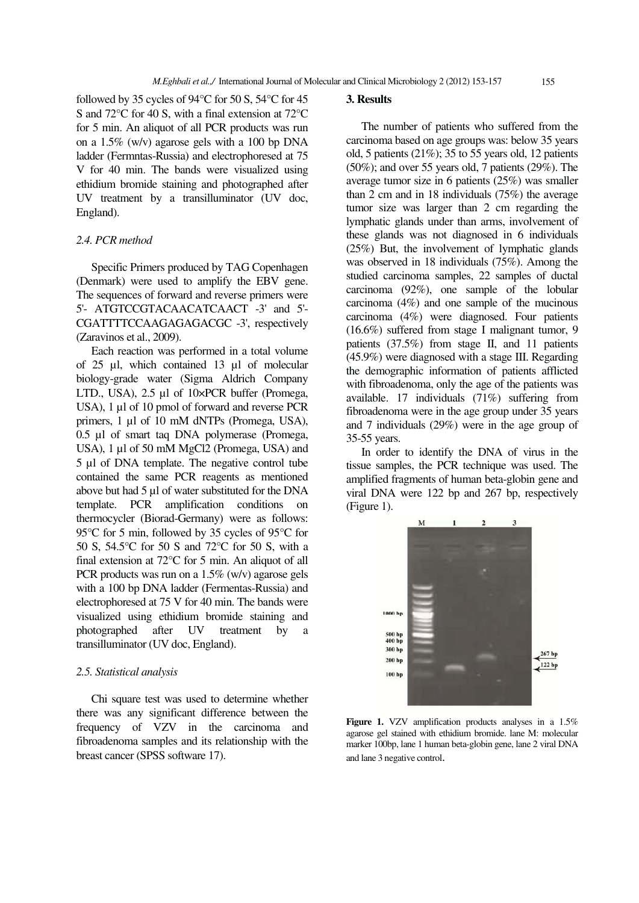followed by 35 cycles of 94°C for 50 S, 54°C for 45 S and 72°C for 40 S, with a final extension at 72°C for 5 min. An aliquot of all PCR products was run on a 1.5% (w/v) agarose gels with a 100 bp DNA ladder (Fermntas-Russia) and electrophoresed at 75 V for 40 min. The bands were visualized using ethidium bromide staining and photographed after UV treatment by a transilluminator (UV doc, England).

### *2.4. PCR method*

Specific Primers produced by TAG Copenhagen (Denmark) were used to amplify the EBV gene. The sequences of forward and reverse primers were 5'- ATGTCCGTACAACATCAACT -3' and 5'- CGATTTTCCAAGAGAGACGC -3', respectively (Zaravinos et al., 2009).

Each reaction was performed in a total volume of 25 µl, which contained 13 µl of molecular biology-grade water (Sigma Aldrich Company LTD., USA), 2.5 µl of 10×PCR buffer (Promega, USA), 1 µl of 10 pmol of forward and reverse PCR primers, 1 µl of 10 mM dNTPs (Promega, USA), 0.5 µl of smart taq DNA polymerase (Promega, USA), 1 µl of 50 mM $MgCl_2$ (Promega, USA) and 5 µl of DNA template. The negative control tube contained the same PCR reagents as mentioned above but had 5 µl of water substituted for the DNA template. PCR amplification conditions on thermocycler (Biorad-Germany) were as follows: 95°C for 5 min, followed by 35 cycles of 95°C for 50 S, 54.5°C for 50 S and 72°C for 50 S, with a final extension at 72°C for 5 min. An aliquot of all PCR products was run on a 1.5% (w/v) agarose gels with a 100 bp DNA ladder (Fermentas-Russia) and electrophoresed at 75 V for 40 min. The bands were visualized using ethidium bromide staining and photographed after UV treatment by a transilluminator (UV doc, England).

### *2.5. Statistical analysis*

Chi square test was used to determine whether there was any significant difference between the frequency of VZV in the carcinoma and fibroadenoma samples and its relationship with the breast cancer (SPSS software 17).

## 3. Results

The number of patients who suffered from the carcinoma based on age groups was: below 35 years old, 5 patients (21%); 35 to 55 years old, 12 patients (50%); and over 55 years old, 7 patients (29%). The average tumor size in 6 patients (25%) was smaller than 2 cm and in 18 individuals (75%) the average tumor size was larger than 2 cm regarding the lymphatic glands under than arms, involvement of these glands was not diagnosed in 6 individuals (25%) But, the involvement of lymphatic glands was observed in 18 individuals (75%). Among the studied carcinoma samples, 22 samples of ductal carcinoma (92%), one sample of the lobular carcinoma (4%) and one sample of the mucinous carcinoma (4%) were diagnosed. Four patients (16.6%) suffered from stage I malignant tumor, 9 patients (37.5%) from stage II, and 11 patients (45.9%) were diagnosed with a stage III. Regarding the demographic information of patients afflicted with fibroadenoma, only the age of the patients was available. 17 individuals (71%) suffering from fibroadenoma were in the age group under 35 years and 7 individuals (29%) were in the age group of 35-55 years.

In order to identify the DNA of virus in the tissue samples, the PCR technique was used. The amplified fragments of human beta-globin gene and viral DNA were 122 bp and 267 bp, respectively (Figure 1).

**Figure 1.** VZV amplification products analyses in a 1.5% agarose gel stained with ethidium bromide. lane M: molecular marker 100bp, lane 1 human beta-globin gene, lane 2 viral DNA and lane 3 negative control.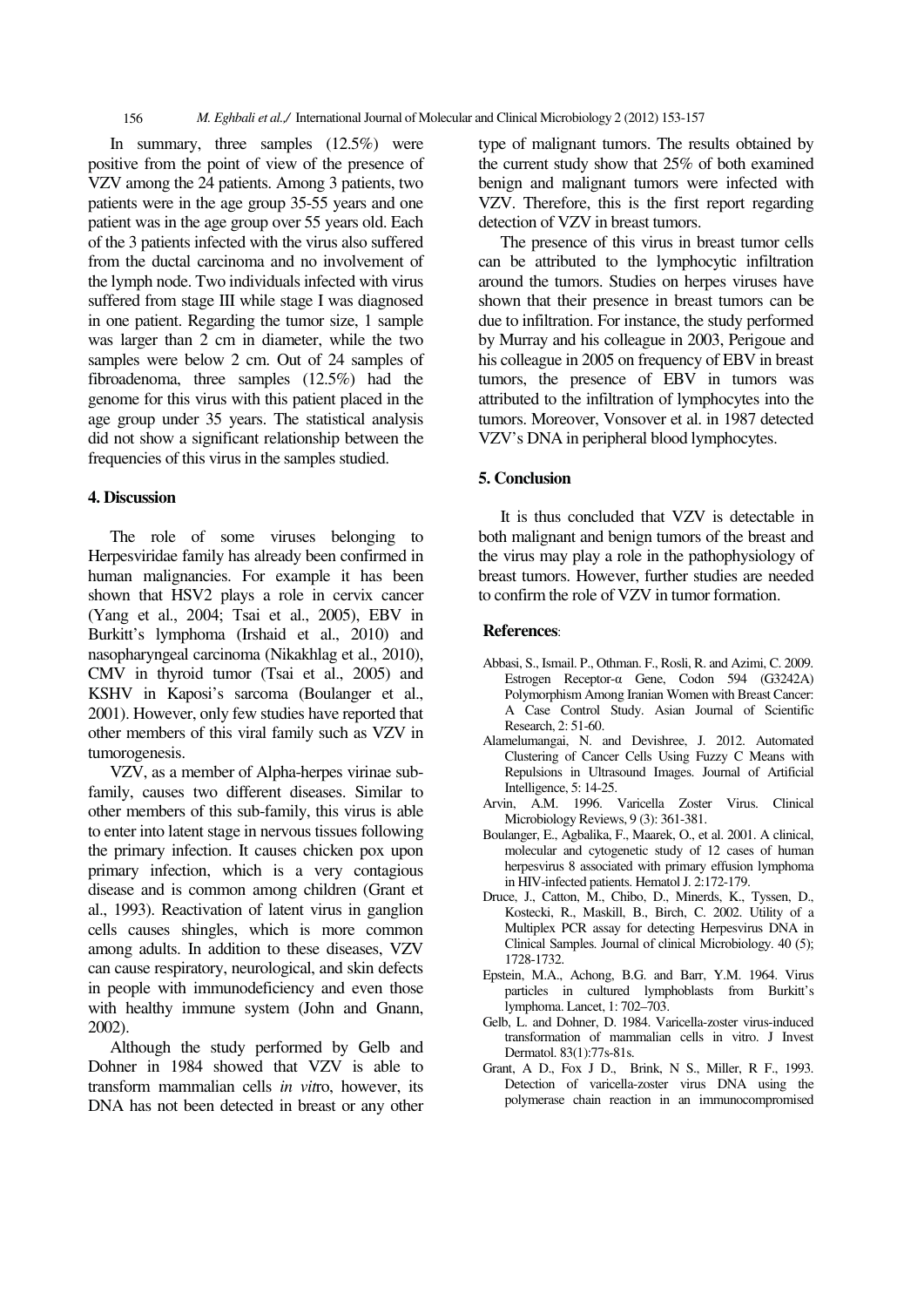In summary, three samples (12.5%) were positive from the point of view of the presence of VZV among the 24 patients. Among 3 patients, two patients were in the age group 35-55 years and one patient was in the age group over 55 years old. Each of the 3 patients infected with the virus also suffered from the ductal carcinoma and no involvement of the lymph node. Two individuals infected with virus suffered from stage III while stage I was diagnosed in one patient. Regarding the tumor size, 1 sample was larger than 2 cm in diameter, while the two samples were below 2 cm. Out of 24 samples of fibroadenoma, three samples (12.5%) had the genome for this virus with this patient placed in the age group under 35 years. The statistical analysis did not show a significant relationship between the frequencies of this virus in the samples studied.

## 4. Discussion

The role of some viruses belonging to Herpesviridae family has already been confirmed in human malignancies. For example it has been shown that HSV2 plays a role in cervix cancer (Yang et al., 2004; Tsai et al., 2005), EBV in Burkitt's lymphoma (Irshaid et al., 2010) and nasopharyngeal carcinoma (Nikakhlag et al., 2010), CMV in thyroid tumor (Tsai et al., 2005) and KSHV in Kaposi's sarcoma (Boulanger et al., 2001). However, only few studies have reported that other members of this viral family such as VZV in tumorogenesis.

VZV, as a member of Alpha-herpes virinae sub-family, causes two different diseases. Similar to other members of this sub-family, this virus is able to enter into latent stage in nervous tissues following the primary infection. It causes chicken pox upon primary infection, which is a very contagious disease and is common among children (Grant et al., 1993). Reactivation of latent virus in ganglion cells causes shingles, which is more common among adults. In addition to these diseases, VZV can cause respiratory, neurological, and skin defects in people with immunodeficiency and even those with healthy immune system (John and Gnann, 2002).

Although the study performed by Gelb and Dohner in 1984 showed that VZV is able to transform mammalian cells *in vitro*, however, its DNA has not been detected in breast or any other type of malignant tumors. The results obtained by the current study show that 25% of both examined benign and malignant tumors were infected with VZV. Therefore, this is the first report regarding detection of VZV in breast tumors.

The presence of this virus in breast tumor cells can be attributed to the lymphocytic infiltration around the tumors. Studies on herpes viruses have shown that their presence in breast tumors can be due to infiltration. For instance, the study performed by Murray and his colleague in 2003, Perigoue and his colleague in 2005 on frequency of EBV in breast tumors, the presence of EBV in tumors was attributed to the infiltration of lymphocytes into the tumors. Moreover, Vonsover et al. in 1987 detected VZV's DNA in peripheral blood lymphocytes.

## 5. Conclusion

It is thus concluded that VZV is detectable in both malignant and benign tumors of the breast and the virus may play a role in the pathophysiology of breast tumors. However, further studies are needed to confirm the role of VZV in tumor formation.

## References:

- Abbasi, S., Ismail. P., Othman. F., Rosli, R. and Azimi, C. 2009. Estrogen Receptor-α Gene, Codon 594 (G3242A) Polymorphism Among Iranian Women with Breast Cancer: A Case Control Study. Asian Journal of Scientific Research, 2: 51-60.
- Alamelumangai, N. and Devishree, J. 2012. Automated Clustering of Cancer Cells Using Fuzzy C Means with Repulsions in Ultrasound Images. Journal of Artificial Intelligence, 5: 14-25.
- Arvin, A.M. 1996. Varicella Zoster Virus. Clinical Microbiology Reviews, 9 (3): 361-381.
- Boulanger, E., Agbalika, F., Maarek, O., et al. 2001. A clinical, molecular and cytogenetic study of 12 cases of human herpesvirus 8 associated with primary effusion lymphoma in HIV-infected patients. Hematol J. 2:172-179.
- Druce, J., Catton, M., Chibo, D., Minerds, K., Tyssen, D., Kostecki, R., Maskill, B., Birch, C. 2002. Utility of a Multiplex PCR assay for detecting Herpesvirus DNA in Clinical Samples. Journal of clinical Microbiology. 40 (5); 1728-1732.
- Epstein, M.A., Achong, B.G. and Barr, Y.M. 1964. Virus particles in cultured lymphoblasts from Burkitt's lymphoma. Lancet, 1: 702–703.
- Gelb, L. and Dohner, D. 1984. Varicella-zoster virus-induced transformation of mammalian cells in vitro. J Invest Dermatol. 83(1):77s-81s.
- Grant, A D., Fox J D., Brink, N S., Miller, R F., 1993. Detection of varicella-zoster virus DNA using the polymerase chain reaction in an immunocompromised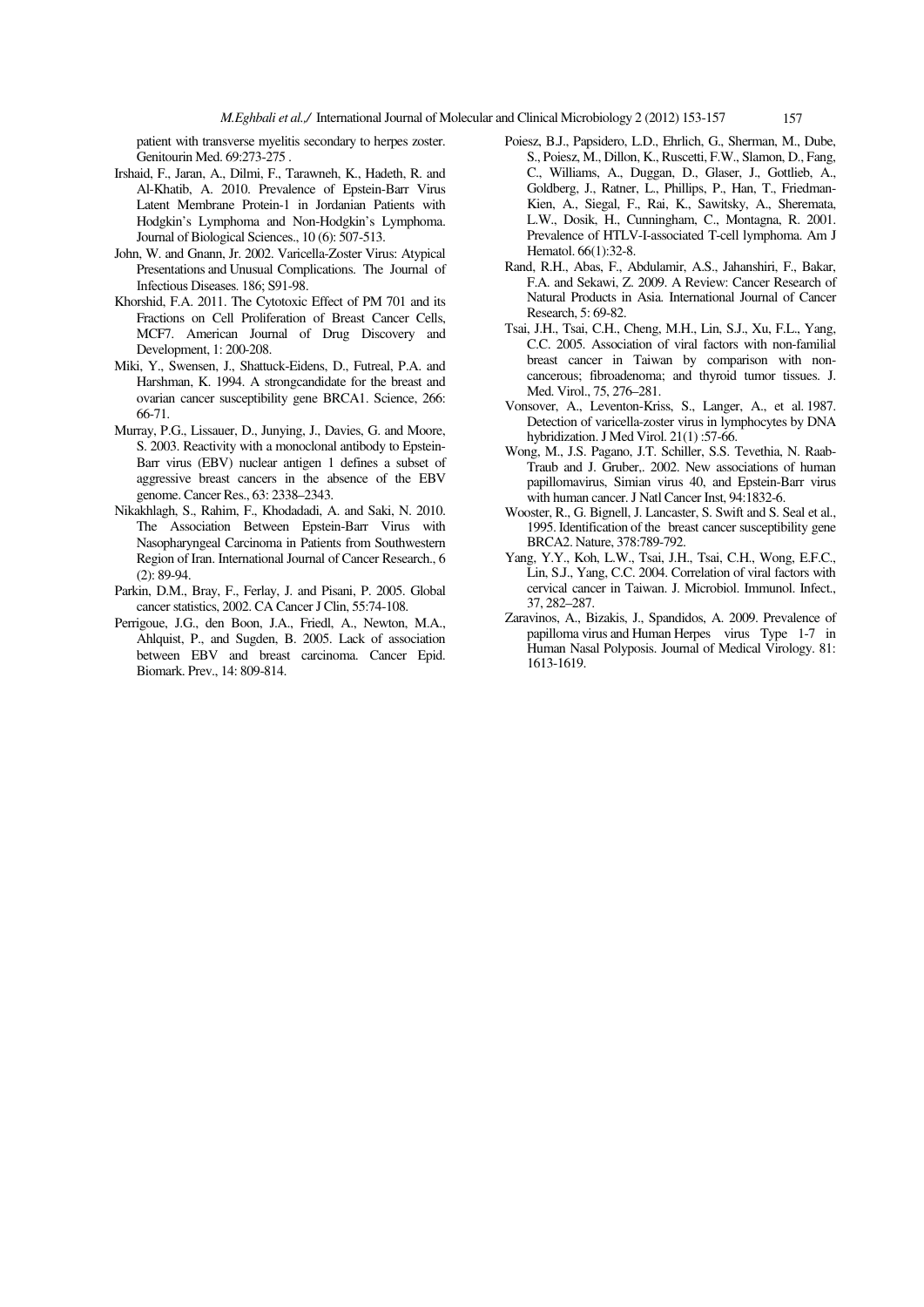patient with transverse myelitis secondary to herpes zoster. Genitourin Med. 69:273-275 .

Irshaid, F., Jaran, A., Dilmi, F., Tarawneh, K., Hadeth, R. and Al-Khatib, A. 2010. Prevalence of Epstein-Barr Virus Latent Membrane Protein-1 in Jordanian Patients with Hodgkin's Lymphoma and Non-Hodgkin's Lymphoma. Journal of Biological Sciences., 10 (6): 507-513.

John, W. and Gnann, Jr. 2002. Varicella-Zoster Virus: Atypical Presentations and Unusual Complications. The Journal of Infectious Diseases. 186; S91-98.

Khorshid, F.A. 2011. The Cytotoxic Effect of PM 701 and its Fractions on Cell Proliferation of Breast Cancer Cells, MCF7. American Journal of Drug Discovery and Development, 1: 200-208.

Miki, Y., Swensen, J., Shattuck-Eidens, D., Futreal, P.A. and Harshman, K. 1994. A strongcandidate for the breast and ovarian cancer susceptibility gene BRCA1. Science, 266: 66-71.

Murray, P.G., Lissauer, D., Junying, J., Davies, G. and Moore, S. 2003. Reactivity with a monoclonal antibody to Epstein-Barr virus (EBV) nuclear antigen 1 defines a subset of aggressive breast cancers in the absence of the EBV genome. Cancer Res., 63: 2338–2343.

Nikakhlagh, S., Rahim, F., Khodadadi, A. and Saki, N. 2010. The Association Between Epstein-Barr Virus with Nasopharyngeal Carcinoma in Patients from Southwestern Region of Iran. International Journal of Cancer Research., 6 (2): 89-94.

Parkin, D.M., Bray, F., Ferlay, J. and Pisani, P. 2005. Global cancer statistics, 2002. CA Cancer J Clin, 55:74-108.

Perrigoue, J.G., den Boon, J.A., Friedl, A., Newton, M.A., Ahlquist, P., and Sugden, B. 2005. Lack of association between EBV and breast carcinoma. Cancer Epid. Biomark. Prev., 14: 809-814.

Poiesz, B.J., Papsidero, L.D., Ehrlich, G., Sherman, M., Dube, S., Poiesz, M., Dillon, K., Ruscetti, F.W., Slamon, D., Fang, C., Williams, A., Duggan, D., Glaser, J., Gottlieb, A., Goldberg, J., Ratner, L., Phillips, P., Han, T., Friedman-Kien, A., Siegal, F., Rai, K., Sawitsky, A., Sheremata, L.W., Dosik, H., Cunningham, C., Montagna, R. 2001. Prevalence of HTLV-I-associated T-cell lymphoma. Am J Hematol. 66(1):32-8.

Rand, R.H., Abas, F., Abdulamir, A.S., Jahanshiri, F., Bakar, F.A. and Sekawi, Z. 2009. A Review: Cancer Research of Natural Products in Asia. International Journal of Cancer Research, 5: 69-82.

Tsai, J.H., Tsai, C.H., Cheng, M.H., Lin, S.J., Xu, F.L., Yang, C.C. 2005. Association of viral factors with non-familial breast cancer in Taiwan by comparison with non-cancerous; fibroadenoma; and thyroid tumor tissues. J. Med. Virol., 75, 276–281.

Vonsover, A., Leventon-Kriss, S., Langer, A., et al. 1987. Detection of varicella-zoster virus in lymphocytes by DNA hybridization. J Med Virol. 21(1) :57-66.

Wong, M., J.S. Pagano, J.T. Schiller, S.S. Tevethia, N. Raab-Traub and J. Gruber,. 2002. New associations of human papillomavirus, Simian virus 40, and Epstein-Barr virus with human cancer. J Natl Cancer Inst, 94:1832-6.

Wooster, R., G. Bignell, J. Lancaster, S. Swift and S. Seal et al., 1995. Identification of the breast cancer susceptibility gene BRCA2. Nature, 378:789-792.

Yang, Y.Y., Koh, L.W., Tsai, J.H., Tsai, C.H., Wong, E.F.C., Lin, S.J., Yang, C.C. 2004. Correlation of viral factors with cervical cancer in Taiwan. J. Microbiol. Immunol. Infect., 37, 282–287.

Zaravinos, A., Bizakis, J., Spandidos, A. 2009. Prevalence of papilloma virus and Human Herpes virus Type 1-7 in Human Nasal Polyposis. Journal of Medical Virology. 81: 1613-1619.